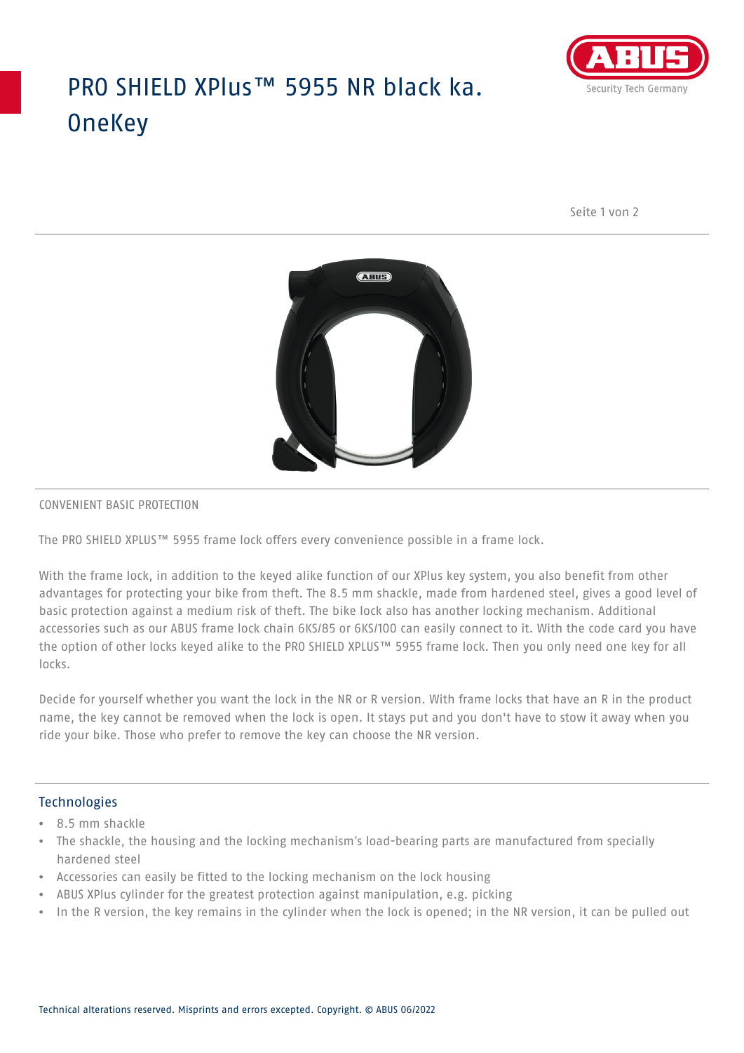# PRO SHIELD XPlus™ 5955 NR black ka. OneKey

CONVENIENT BASIC PROTECTION

The PRO SHIELD XPLUS™ 5955 frame lock offers every convenience possible in a frame lock.

With the frame lock, in addition to the keyed alike function of our XPlus key system, you also benefit from other advantages for protecting your bike from theft. The 8.5 mm shackle, made from hardened steel, gives a good level of basic protection against a medium risk of theft. The bike lock also has another locking mechanism. Additional accessories such as our ABUS frame lock chain 6KS/85 or 6KS/100 can easily connect to it. With the code card you have the option of other locks keyed alike to the PRO SHIELD XPLUS™ 5955 frame lock. Then you only need one key for all locks.

Decide for yourself whether you want the lock in the NR or R version. With frame locks that have an R in the product name, the key cannot be removed when the lock is open. It stays put and you don't have to stow it away when you ride your bike. Those who prefer to remove the key can choose the NR version.

## Technologies

- 8.5 mm shackle
- The shackle, the housing and the locking mechanism's load-bearing parts are manufactured from specially hardened steel
- Accessories can easily be fitted to the locking mechanism on the lock housing
- ABUS XPlus cylinder for the greatest protection against manipulation, e.g. picking
- In the R version, the key remains in the cylinder when the lock is opened; in the NR version, it can be pulled out

Technical alterations reserved. Misprints and errors excepted. Copyright. © ABUS 06/2022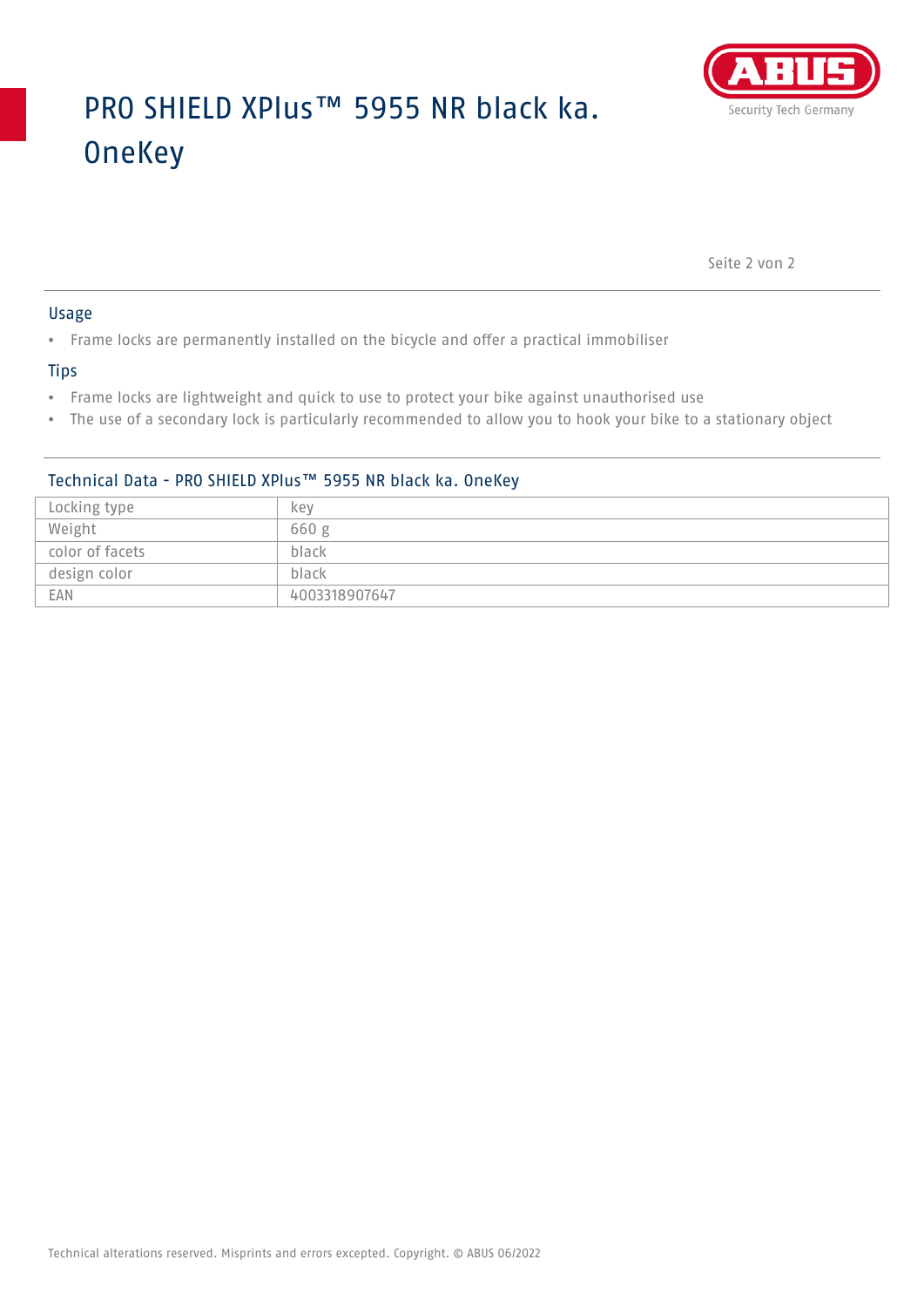# PRO SHIELD XPlus™ 5955 NR black ka. OneKey

## Usage

- Frame locks are permanently installed on the bicycle and offer a practical immobiliser

## Tips

- Frame locks are lightweight and quick to use to protect your bike against unauthorised use
- The use of a secondary lock is particularly recommended to allow you to hook your bike to a stationary object

## Technical Data - PRO SHIELD XPlus™ 5955 NR black ka. OneKey

| | |
|---|---|
| Locking type | key |
| Weight | 660 g |
| color of facets | black |
| design color | black |
| EAN | 4003318907647 |

Technical alterations reserved. Misprints and errors excepted. Copyright. © ABUS 06/2022